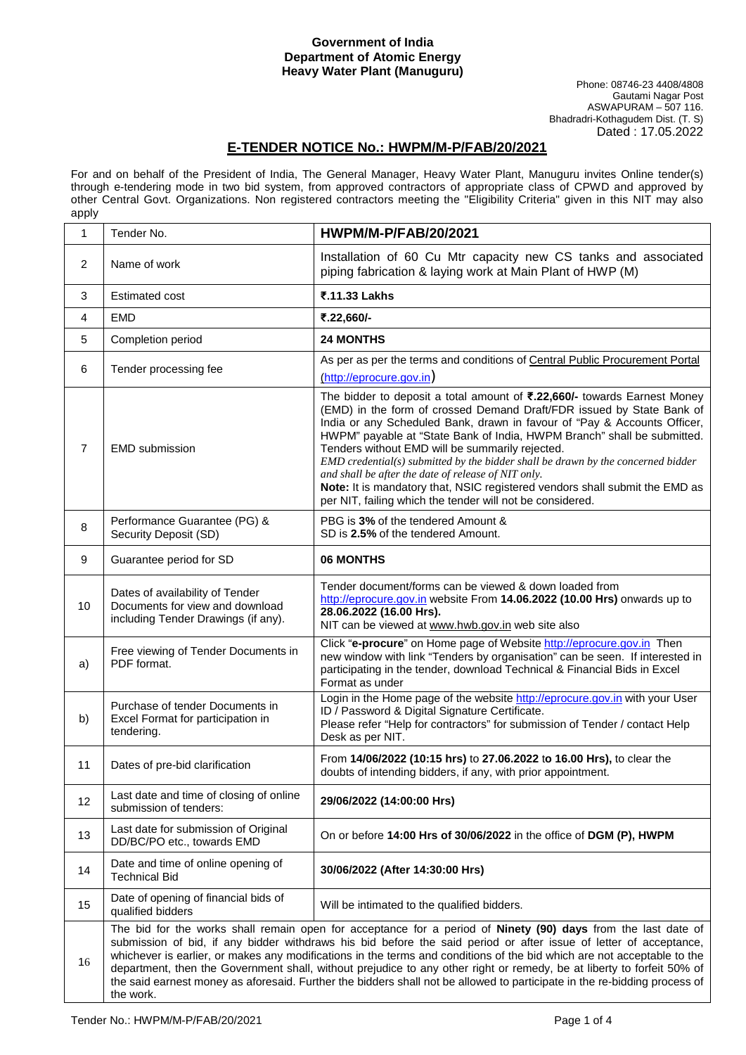**Government of India**
**Department of Atomic Energy**
**Heavy Water Plant (Manuguru)**

Phone: 08746-23 4408/4808
Gautami Nagar Post
ASWAPURAM – 507 116.
Bhadradri-Kothagudem Dist. (T. S)
Dated : 17.05.2022

## E-TENDER NOTICE No.: HWPM/M-P/FAB/20/2021

For and on behalf of the President of India, The General Manager, Heavy Water Plant, Manuguru invites Online tender(s) through e-tendering mode in two bid system, from approved contractors of appropriate class of CPWD and approved by other Central Govt. Organizations. Non registered contractors meeting the "Eligibility Criteria" given in this NIT may also apply

| 1 | Tender No. | **HWPM/M-P/FAB/20/2021** |
|---|---|---|
| 2 | Name of work | Installation of 60 Cu Mtr capacity new CS tanks and associated piping fabrication & laying work at Main Plant of HWP (M) |
| 3 | Estimated cost | **₹.11.33 Lakhs** |
| 4 | EMD | **₹.22,660/-** |
| 5 | Completion period | **24 MONTHS** |
| 6 | Tender processing fee | As per as per the terms and conditions of Central Public Procurement Portal (http://eprocure.gov.in) |
| 7 | EMD submission | The bidder to deposit a total amount of **₹.22,660/-** towards Earnest Money (EMD) in the form of crossed Demand Draft/FDR issued by State Bank of India or any Scheduled Bank, drawn in favour of "Pay & Accounts Officer, HWPM" payable at "State Bank of India, HWPM Branch" shall be submitted. Tenders without EMD will be summarily rejected. *EMD credential(s) submitted by the bidder shall be drawn by the concerned bidder and shall be after the date of release of NIT only.* **Note:** It is mandatory that, NSIC registered vendors shall submit the EMD as per NIT, failing which the tender will not be considered. |
| 8 | Performance Guarantee (PG) & Security Deposit (SD) | PBG is **3%** of the tendered Amount & SD is **2.5%** of the tendered Amount. |
| 9 | Guarantee period for SD | **06 MONTHS** |
| 10 | Dates of availability of Tender Documents for view and download including Tender Drawings (if any). | Tender document/forms can be viewed & down loaded from http://eprocure.gov.in website From **14.06.2022 (10.00 Hrs)** onwards up to **28.06.2022 (16.00 Hrs).** NIT can be viewed at www.hwb.gov.in web site also |
| a) | Free viewing of Tender Documents in PDF format. | Click "**e-procure**" on Home page of Website http://eprocure.gov.in Then new window with link "Tenders by organisation" can be seen. If interested in participating in the tender, download Technical & Financial Bids in Excel Format as under |
| b) | Purchase of tender Documents in Excel Format for participation in tendering. | Login in the Home page of the website http://eprocure.gov.in with your User ID / Password & Digital Signature Certificate. Please refer "Help for contractors" for submission of Tender / contact Help Desk as per NIT. |
| 11 | Dates of pre-bid clarification | From **14/06/2022 (10:15 hrs)** to **27.06.2022** to **16.00 Hrs),** to clear the doubts of intending bidders, if any, with prior appointment. |
| 12 | Last date and time of closing of online submission of tenders: | **29/06/2022 (14:00:00 Hrs)** |
| 13 | Last date for submission of Original DD/BC/PO etc., towards EMD | On or before **14:00 Hrs of 30/06/2022** in the office of **DGM (P), HWPM** |
| 14 | Date and time of online opening of Technical Bid | **30/06/2022 (After 14:30:00 Hrs)** |
| 15 | Date of opening of financial bids of qualified bidders | Will be intimated to the qualified bidders. |
| 16 | The bid for the works shall remain open for acceptance for a period of **Ninety (90) days** from the last date of submission of bid, if any bidder withdraws his bid before the said period or after issue of letter of acceptance, whichever is earlier, or makes any modifications in the terms and conditions of the bid which are not acceptable to the department, then the Government shall, without prejudice to any other right or remedy, be at liberty to forfeit 50% of the said earnest money as aforesaid. Further the bidders shall not be allowed to participate in the re-bidding process of the work. | |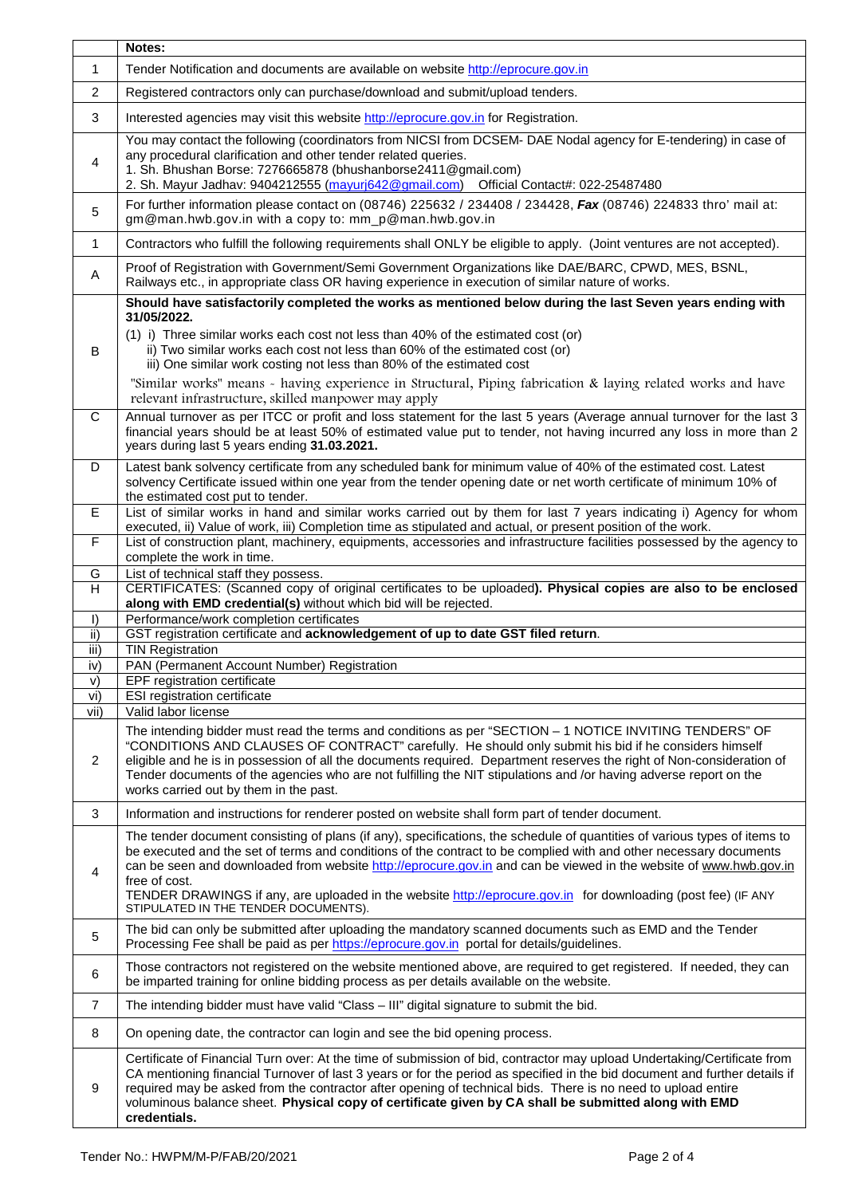| | Notes: |
|---|---|
| 1 | Tender Notification and documents are available on website http://eprocure.gov.in |
| 2 | Registered contractors only can purchase/download and submit/upload tenders. |
| 3 | Interested agencies may visit this website http://eprocure.gov.in for Registration. |
| 4 | You may contact the following (coordinators from NICSI from DCSEM- DAE Nodal agency for E-tendering) in case of any procedural clarification and other tender related queries.<br>1. Sh. Bhushan Borse: 7276665878 (bhushanborse2411@gmail.com)<br>2. Sh. Mayur Jadhav: 9404212555 (mayurj642@gmail.com) Official Contact#: 022-25487480 |
| 5 | For further information please contact on (08746) 225632 / 234408 / 234428, ***Fax*** (08746) 224833 thro' mail at: gm@man.hwb.gov.in with a copy to: mm_p@man.hwb.gov.in |
| 1 | Contractors who fulfill the following requirements shall ONLY be eligible to apply. (Joint ventures are not accepted). |
| A | Proof of Registration with Government/Semi Government Organizations like DAE/BARC, CPWD, MES, BSNL, Railways etc., in appropriate class OR having experience in execution of similar nature of works. |
| B | **Should have satisfactorily completed the works as mentioned below during the last Seven years ending with 31/05/2022.**<br>(1) i) Three similar works each cost not less than 40% of the estimated cost (or)<br>ii) Two similar works each cost not less than 60% of the estimated cost (or)<br>iii) One similar work costing not less than 80% of the estimated cost<br>"Similar works" means - having experience in Structural, Piping fabrication & laying related works and have relevant infrastructure, skilled manpower may apply |
| C | Annual turnover as per ITCC or profit and loss statement for the last 5 years (Average annual turnover for the last 3 financial years should be at least 50% of estimated value put to tender, not having incurred any loss in more than 2 years during last 5 years ending **31.03.2021.** |
| D | Latest bank solvency certificate from any scheduled bank for minimum value of 40% of the estimated cost. Latest solvency Certificate issued within one year from the tender opening date or net worth certificate of minimum 10% of the estimated cost put to tender. |
| E | List of similar works in hand and similar works carried out by them for last 7 years indicating i) Agency for whom executed, ii) Value of work, iii) Completion time as stipulated and actual, or present position of the work. |
| F | List of construction plant, machinery, equipments, accessories and infrastructure facilities possessed by the agency to complete the work in time. |
| G | List of technical staff they possess. |
| H | CERTIFICATES: (Scanned copy of original certificates to be uploaded**). Physical copies are also to be enclosed along with EMD credential(s)** without which bid will be rejected. |
| I) | Performance/work completion certificates |
| ii) | GST registration certificate and **acknowledgement of up to date GST filed return**. |
| iii) | TIN Registration |
| iv) | PAN (Permanent Account Number) Registration |
| v) | EPF registration certificate |
| vi) | ESI registration certificate |
| vii) | Valid labor license |
| 2 | The intending bidder must read the terms and conditions as per "SECTION – 1 NOTICE INVITING TENDERS" OF "CONDITIONS AND CLAUSES OF CONTRACT" carefully. He should only submit his bid if he considers himself eligible and he is in possession of all the documents required. Department reserves the right of Non-consideration of Tender documents of the agencies who are not fulfilling the NIT stipulations and /or having adverse report on the works carried out by them in the past. |
| 3 | Information and instructions for renderer posted on website shall form part of tender document. |
| 4 | The tender document consisting of plans (if any), specifications, the schedule of quantities of various types of items to be executed and the set of terms and conditions of the contract to be complied with and other necessary documents can be seen and downloaded from website http://eprocure.gov.in and can be viewed in the website of www.hwb.gov.in free of cost.<br>TENDER DRAWINGS if any, are uploaded in the website http://eprocure.gov.in for downloading (post fee) (IF ANY STIPULATED IN THE TENDER DOCUMENTS). |
| 5 | The bid can only be submitted after uploading the mandatory scanned documents such as EMD and the Tender Processing Fee shall be paid as per https://eprocure.gov.in portal for details/guidelines. |
| 6 | Those contractors not registered on the website mentioned above, are required to get registered. If needed, they can be imparted training for online bidding process as per details available on the website. |
| 7 | The intending bidder must have valid "Class – III" digital signature to submit the bid. |
| 8 | On opening date, the contractor can login and see the bid opening process. |
| 9 | Certificate of Financial Turn over: At the time of submission of bid, contractor may upload Undertaking/Certificate from CA mentioning financial Turnover of last 3 years or for the period as specified in the bid document and further details if required may be asked from the contractor after opening of technical bids. There is no need to upload entire voluminous balance sheet. **Physical copy of certificate given by CA shall be submitted along with EMD credentials.** |

Tender No.: HWPM/M-P/FAB/20/2021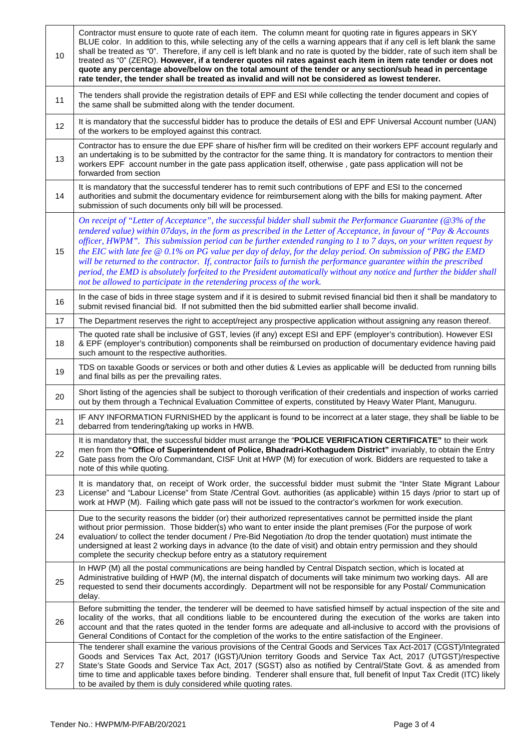| | |
|---|---|
| 10 | Contractor must ensure to quote rate of each item. The column meant for quoting rate in figures appears in SKY BLUE color. In addition to this, while selecting any of the cells a warning appears that if any cell is left blank the same shall be treated as "0". Therefore, if any cell is left blank and no rate is quoted by the bidder, rate of such item shall be treated as "0" (ZERO). **However, if a tenderer quotes nil rates against each item in item rate tender or does not quote any percentage above/below on the total amount of the tender or any section/sub head in percentage rate tender, the tender shall be treated as invalid and will not be considered as lowest tenderer.** |
| 11 | The tenders shall provide the registration details of EPF and ESI while collecting the tender document and copies of the same shall be submitted along with the tender document. |
| 12 | It is mandatory that the successful bidder has to produce the details of ESI and EPF Universal Account number (UAN) of the workers to be employed against this contract. |
| 13 | Contractor has to ensure the due EPF share of his/her firm will be credited on their workers EPF account regularly and an undertaking is to be submitted by the contractor for the same thing. It is mandatory for contractors to mention their workers EPF account number in the gate pass application itself, otherwise , gate pass application will not be forwarded from section |
| 14 | It is mandatory that the successful tenderer has to remit such contributions of EPF and ESI to the concerned authorities and submit the documentary evidence for reimbursement along with the bills for making payment. After submission of such documents only bill will be processed. |
| 15 | *On receipt of "Letter of Acceptance", the successful bidder shall submit the Performance Guarantee (@3% of the tendered value) within 07days, in the form as prescribed in the Letter of Acceptance, in favour of "Pay & Accounts officer, HWPM". This submission period can be further extended ranging to 1 to 7 days, on your written request by the EIC with late fee @ 0.1% on PG value per day of delay, for the delay period. On submission of PBG the EMD will be returned to the contractor. If, contractor fails to furnish the performance guarantee within the prescribed period, the EMD is absolutely forfeited to the President automatically without any notice and further the bidder shall not be allowed to participate in the retendering process of the work.* |
| 16 | In the case of bids in three stage system and if it is desired to submit revised financial bid then it shall be mandatory to submit revised financial bid. If not submitted then the bid submitted earlier shall become invalid. |
| 17 | The Department reserves the right to accept/reject any prospective application without assigning any reason thereof. |
| 18 | The quoted rate shall be inclusive of GST, levies (if any) except ESI and EPF (employer's contribution). However ESI & EPF (employer's contribution) components shall be reimbursed on production of documentary evidence having paid such amount to the respective authorities. |
| 19 | TDS on taxable Goods or services or both and other duties & Levies as applicable will be deducted from running bills and final bills as per the prevailing rates. |
| 20 | Short listing of the agencies shall be subject to thorough verification of their credentials and inspection of works carried out by them through a Technical Evaluation Committee of experts, constituted by Heavy Water Plant, Manuguru. |
| 21 | IF ANY INFORMATION FURNISHED by the applicant is found to be incorrect at a later stage, they shall be liable to be debarred from tendering/taking up works in HWB. |
| 22 | It is mandatory that, the successful bidder must arrange the "**POLICE VERIFICATION CERTIFICATE"** to their work men from the **"Office of Superintendent of Police, Bhadradri-Kothagudem District"** invariably, to obtain the Entry Gate pass from the O/o Commandant, CISF Unit at HWP (M) for execution of work. Bidders are requested to take a note of this while quoting. |
| 23 | It is mandatory that, on receipt of Work order, the successful bidder must submit the "Inter State Migrant Labour License" and "Labour License" from State /Central Govt. authorities (as applicable) within 15 days /prior to start up of work at HWP (M). Failing which gate pass will not be issued to the contractor's workmen for work execution. |
| 24 | Due to the security reasons the bidder (or) their authorized representatives cannot be permitted inside the plant without prior permission. Those bidder(s) who want to enter inside the plant premises (For the purpose of work evaluation/ to collect the tender document / Pre-Bid Negotiation /to drop the tender quotation) must intimate the undersigned at least 2 working days in advance (to the date of visit) and obtain entry permission and they should complete the security checkup before entry as a statutory requirement |
| 25 | In HWP (M) all the postal communications are being handled by Central Dispatch section, which is located at Administrative building of HWP (M), the internal dispatch of documents will take minimum two working days. All are requested to send their documents accordingly. Department will not be responsible for any Postal/ Communication delay. |
| 26 | Before submitting the tender, the tenderer will be deemed to have satisfied himself by actual inspection of the site and locality of the works, that all conditions liable to be encountered during the execution of the works are taken into account and that the rates quoted in the tender forms are adequate and all-inclusive to accord with the provisions of General Conditions of Contact for the completion of the works to the entire satisfaction of the Engineer. |
| 27 | The tenderer shall examine the various provisions of the Central Goods and Services Tax Act-2017 (CGST)/Integrated Goods and Services Tax Act, 2017 (IGST)/Union territory Goods and Service Tax Act, 2017 (UTGST)/respective State's State Goods and Service Tax Act, 2017 (SGST) also as notified by Central/State Govt. & as amended from time to time and applicable taxes before binding. Tenderer shall ensure that, full benefit of Input Tax Credit (ITC) likely to be availed by them is duly considered while quoting rates. |

Tender No.: HWPM/M-P/FAB/20/2021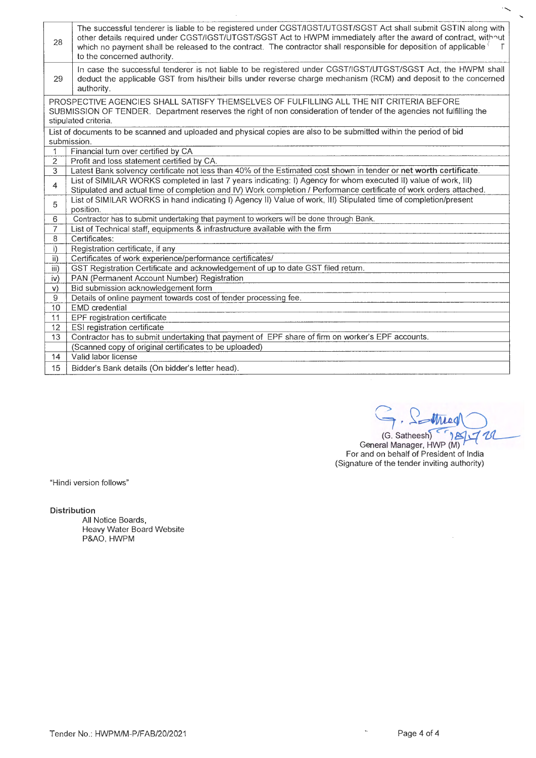| | |
|---|---|
| 28 | The successful tenderer is liable to be registered under CGST/IGST/UTGST/SGST Act shall submit GSTIN along with other details required under CGST/IGST/UTGST/SGST Act to HWPM immediately after the award of contract, without which no payment shall be released to the contract. The contractor shall responsible for deposition of applicable GST to the concerned authority. |
| 29 | In case the successful tenderer is not liable to be registered under CGST/IGST/UTGST/SGST Act, the HWPM shall deduct the applicable GST from his/their bills under reverse charge mechanism (RCM) and deposit to the concerned authority. |

PROSPECTIVE AGENCIES SHALL SATISFY THEMSELVES OF FULFILLING ALL THE NIT CRITERIA BEFORE SUBMISSION OF TENDER. Department reserves the right of non consideration of tender of the agencies not fulfilling the stipulated criteria.

List of documents to be scanned and uploaded and physical copies are also to be submitted within the period of bid submission.

| | |
|---|---|
| 1 | Financial turn over certified by CA |
| 2 | Profit and loss statement certified by CA. |
| 3 | Latest Bank solvency certificate not less than 40% of the Estimated cost shown in tender or **net worth certificate**. |
| 4 | List of SIMILAR WORKS completed in last 7 years indicating: I) Agency for whom executed II) value of work, III) Stipulated and actual time of completion and IV) Work completion / Performance certificate of work orders attached. |
| 5 | List of SIMILAR WORKS in hand indicating I) Agency II) Value of work, III) Stipulated time of completion/present position. |
| 6 | Contractor has to submit undertaking that payment to workers will be done through Bank. |
| 7 | List of Technical staff, equipments & infrastructure available with the firm |
| 8 | Certificates: |
| i) | Registration certificate, if any |
| ii) | Certificates of work experience/performance certificates/ |
| iii) | GST Registration Certificate and acknowledgement of up to date GST filed return. |
| iv) | PAN (Permanent Account Number) Registration |
| v) | Bid submission acknowledgement form |
| 9 | Details of online payment towards cost of tender processing fee. |
| 10 | EMD credential |
| 11 | EPF registration certificate |
| 12 | ESI registration certificate |
| 13 | Contractor has to submit undertaking that payment of EPF share of firm on worker's EPF accounts. |
| | (Scanned copy of original certificates to be uploaded) |
| 14 | Valid labor license |
| 15 | Bidder's Bank details (On bidder's letter head). |

(G. Satheesh) 18/7/21
General Manager, HWP (M)
For and on behalf of President of India
(Signature of the tender inviting authority)

"Hindi version follows"

**Distribution**

All Notice Boards,
Heavy Water Board Website
P&AO, HWPM

Tender No.: HWPM/M-P/FAB/20/2021